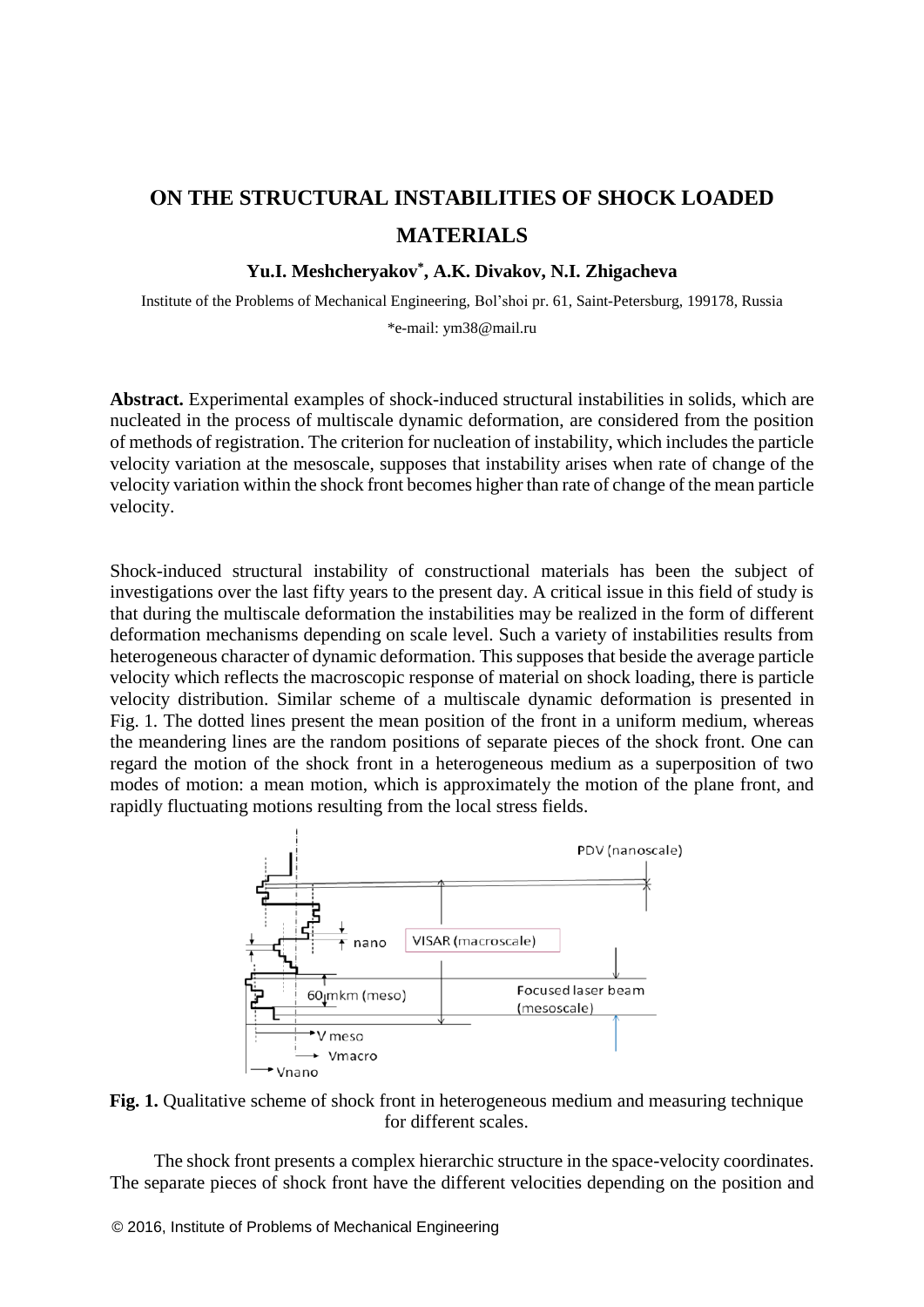# ON THE STRUCTURAL INSTABILITIES OF SHOCK LOADED MATERIALS

**Yu.I. Meshcheryakov*, A.K. Divakov, N.I. Zhigacheva**

Institute of the Problems of Mechanical Engineering, Bol'shoi pr. 61, Saint-Petersburg, 199178, Russia

*e-mail: ym38@mail.ru

**Abstract.** Experimental examples of shock-induced structural instabilities in solids, which are nucleated in the process of multiscale dynamic deformation, are considered from the position of methods of registration. The criterion for nucleation of instability, which includes the particle velocity variation at the mesoscale, supposes that instability arises when rate of change of the velocity variation within the shock front becomes higher than rate of change of the mean particle velocity.

Shock-induced structural instability of constructional materials has been the subject of investigations over the last fifty years to the present day. A critical issue in this field of study is that during the multiscale deformation the instabilities may be realized in the form of different deformation mechanisms depending on scale level. Such a variety of instabilities results from heterogeneous character of dynamic deformation. This supposes that beside the average particle velocity which reflects the macroscopic response of material on shock loading, there is particle velocity distribution. Similar scheme of a multiscale dynamic deformation is presented in Fig. 1. The dotted lines present the mean position of the front in a uniform medium, whereas the meandering lines are the random positions of separate pieces of the shock front. One can regard the motion of the shock front in a heterogeneous medium as a superposition of two modes of motion: a mean motion, which is approximately the motion of the plane front, and rapidly fluctuating motions resulting from the local stress fields.

**Fig. 1.** Qualitative scheme of shock front in heterogeneous medium and measuring technique for different scales.

The shock front presents a complex hierarchic structure in the space-velocity coordinates. The separate pieces of shock front have the different velocities depending on the position and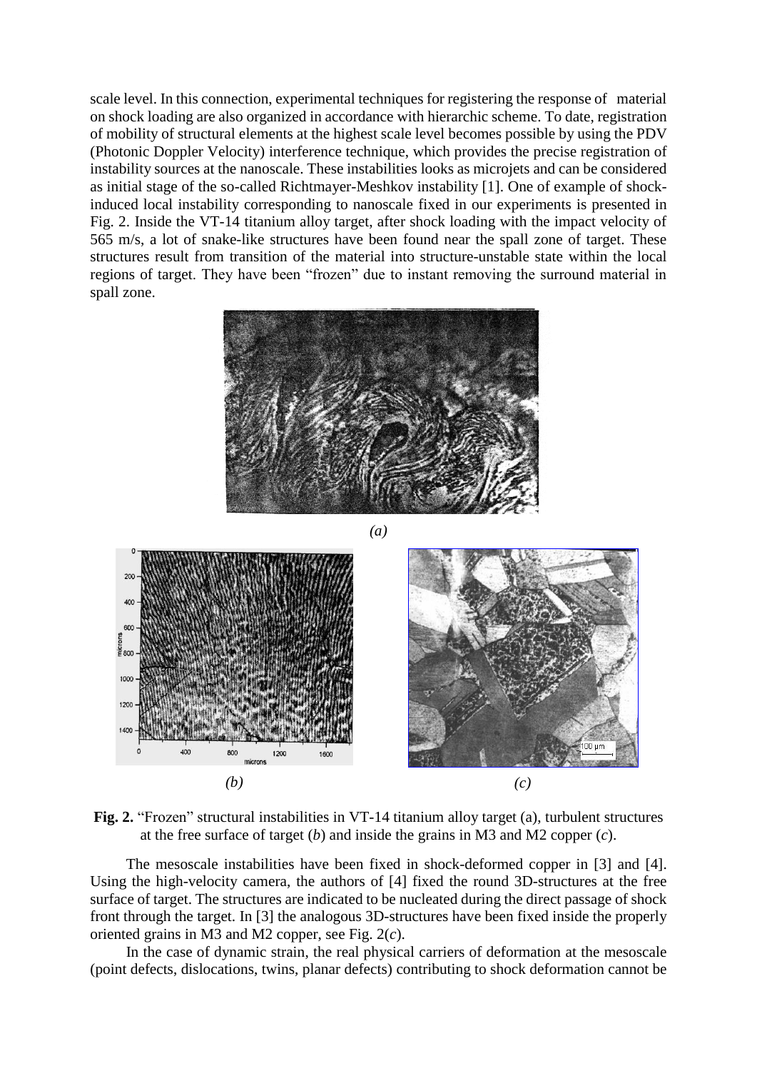scale level. In this connection, experimental techniques for registering the response of material on shock loading are also organized in accordance with hierarchic scheme. To date, registration of mobility of structural elements at the highest scale level becomes possible by using the PDV (Photonic Doppler Velocity) interference technique, which provides the precise registration of instability sources at the nanoscale. These instabilities looks as microjets and can be considered as initial stage of the so-called Richtmayer-Meshkov instability [1]. One of example of shock-induced local instability corresponding to nanoscale fixed in our experiments is presented in Fig. 2. Inside the VT-14 titanium alloy target, after shock loading with the impact velocity of 565 m/s, a lot of snake-like structures have been found near the spall zone of target. These structures result from transition of the material into structure-unstable state within the local regions of target. They have been "frozen" due to instant removing the surround material in spall zone.

*(a)*

*(b)* *(c)*

**Fig. 2.** "Frozen" structural instabilities in VT-14 titanium alloy target (a), turbulent structures at the free surface of target (*b*) and inside the grains in M3 and M2 copper (*c*).

The mesoscale instabilities have been fixed in shock-deformed copper in [3] and [4]. Using the high-velocity camera, the authors of [4] fixed the round 3D-structures at the free surface of target. The structures are indicated to be nucleated during the direct passage of shock front through the target. In [3] the analogous 3D-structures have been fixed inside the properly oriented grains in M3 and M2 copper, see Fig. 2(*c*).

In the case of dynamic strain, the real physical carriers of deformation at the mesoscale (point defects, dislocations, twins, planar defects) contributing to shock deformation cannot be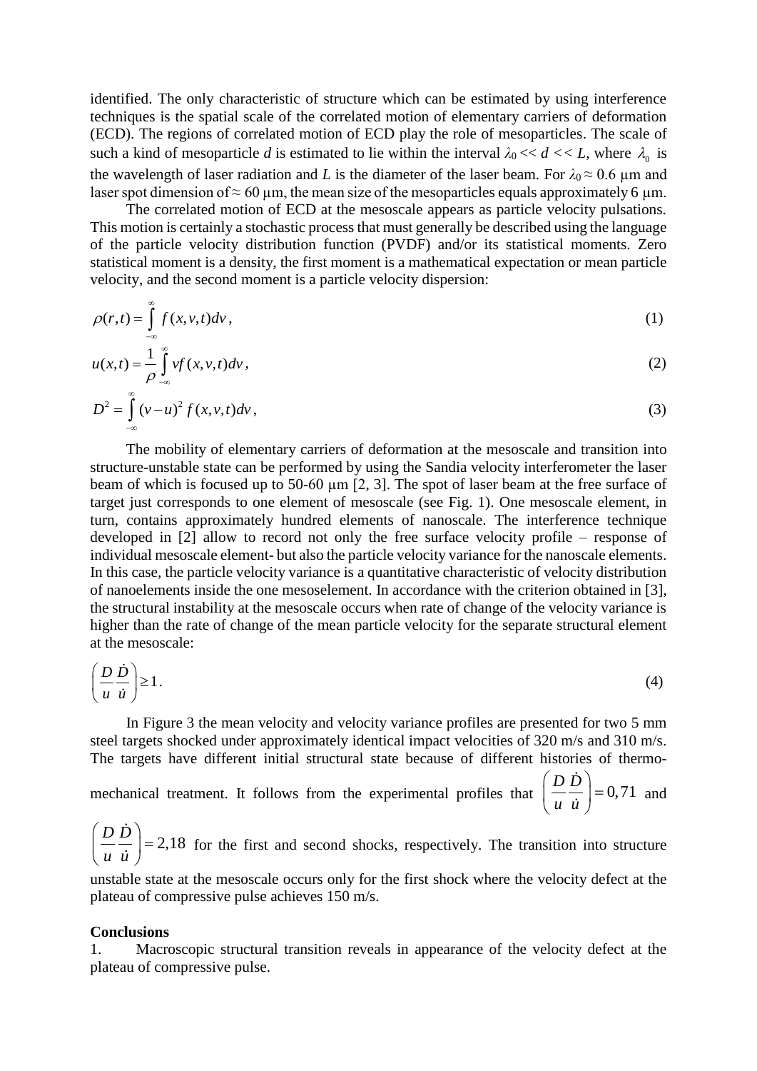identified. The only characteristic of structure which can be estimated by using interference techniques is the spatial scale of the correlated motion of elementary carriers of deformation (ECD). The regions of correlated motion of ECD play the role of mesoparticles. The scale of such a kind of mesoparticle *d* is estimated to lie within the interval $\lambda_0 << d << L$, where $\lambda_0$ is the wavelength of laser radiation and *L* is the diameter of the laser beam. For $\lambda_0 \approx 0.6$ μm and laser spot dimension of ≈ 60 μm, the mean size of the mesoparticles equals approximately 6 μm.

The correlated motion of ECD at the mesoscale appears as particle velocity pulsations. This motion is certainly a stochastic process that must generally be described using the language of the particle velocity distribution function (PVDF) and/or its statistical moments. Zero statistical moment is a density, the first moment is a mathematical expectation or mean particle velocity, and the second moment is a particle velocity dispersion:

$$\rho(r,t) = \int_{-\infty}^{\infty} f(x,v,t)dv\,, \tag{1}$$

$$u(x,t) = \frac{1}{\rho}\int_{-\infty}^{\infty} vf(x,v,t)dv\,, \tag{2}$$

$$D^2 = \int_{-\infty}^{\infty} (v-u)^2 f(x,v,t)dv\,, \tag{3}$$

The mobility of elementary carriers of deformation at the mesoscale and transition into structure-unstable state can be performed by using the Sandia velocity interferometer the laser beam of which is focused up to 50-60 μm [2, 3]. The spot of laser beam at the free surface of target just corresponds to one element of mesoscale (see Fig. 1). One mesoscale element, in turn, contains approximately hundred elements of nanoscale. The interference technique developed in [2] allow to record not only the free surface velocity profile – response of individual mesoscale element- but also the particle velocity variance for the nanoscale elements. In this case, the particle velocity variance is a quantitative characteristic of velocity distribution of nanoelements inside the one mesoelement. In accordance with the criterion obtained in [3], the structural instability at the mesoscale occurs when rate of change of the velocity variance is higher than the rate of change of the mean particle velocity for the separate structural element at the mesoscale:

$$\left(\frac{D}{u}\frac{\dot{D}}{\dot{u}}\right) \geq 1\,. \tag{4}$$

In Figure 3 the mean velocity and velocity variance profiles are presented for two 5 mm steel targets shocked under approximately identical impact velocities of 320 m/s and 310 m/s. The targets have different initial structural state because of different histories of thermo-mechanical treatment. It follows from the experimental profiles that $\left(\frac{D}{u}\frac{\dot{D}}{\dot{u}}\right) = 0,71$ and $\left(\frac{D}{u}\frac{\dot{D}}{\dot{u}}\right) = 2,18$ for the first and second shocks, respectively. The transition into structure unstable state at the mesoscale occurs only for the first shock where the velocity defect at the plateau of compressive pulse achieves 150 m/s.

**Conclusions**

1. Macroscopic structural transition reveals in appearance of the velocity defect at the plateau of compressive pulse.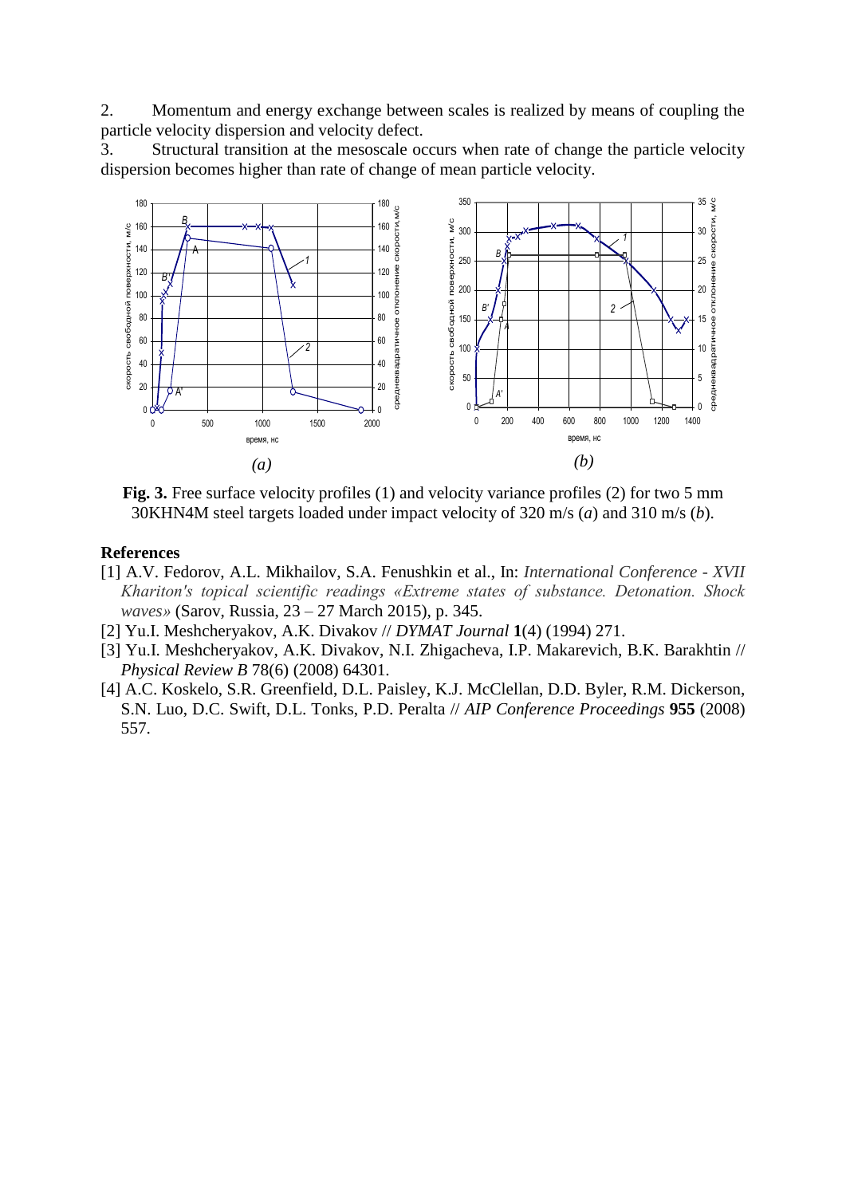2. Momentum and energy exchange between scales is realized by means of coupling the particle velocity dispersion and velocity defect.
3. Structural transition at the mesoscale occurs when rate of change the particle velocity dispersion becomes higher than rate of change of mean particle velocity.

скорость свободной поверхности, м/с
среднеквадратичное отклонение скорости, м/с
время, нс
B
A
B'
A'
1
2
0 500 1000 1500 2000
0 20 40 60 80 100 120 140 160 180
*(a)*

скорость свободной поверхности, м/с
среднеквадратичное отклонение скорости, м/с
время, нс
B
A
B'
A'
1
2
0 200 400 600 800 1000 1200 1400
0 50 100 150 200 250 300 350
0 5 10 15 20 25 30 35
*(b)*

**Fig. 3.** Free surface velocity profiles (1) and velocity variance profiles (2) for two 5 mm 30KHN4M steel targets loaded under impact velocity of 320 m/s (*a*) and 310 m/s (*b*).

## References

[1] A.V. Fedorov, A.L. Mikhailov, S.A. Fenushkin et al., In: *International Conference - XVII Khariton's topical scientific readings «Extreme states of substance. Detonation. Shock waves»* (Sarov, Russia, 23 – 27 March 2015), p. 345.

[2] Yu.I. Meshcheryakov, A.K. Divakov // *DYMAT Journal* **1**(4) (1994) 271.

[3] Yu.I. Meshcheryakov, A.K. Divakov, N.I. Zhigacheva, I.P. Makarevich, B.K. Barakhtin // *Physical Review B* 78(6) (2008) 64301.

[4] A.C. Koskelo, S.R. Greenfield, D.L. Paisley, K.J. McClellan, D.D. Byler, R.M. Dickerson, S.N. Luo, D.C. Swift, D.L. Tonks, P.D. Peralta // *AIP Conference Proceedings* **955** (2008) 557.